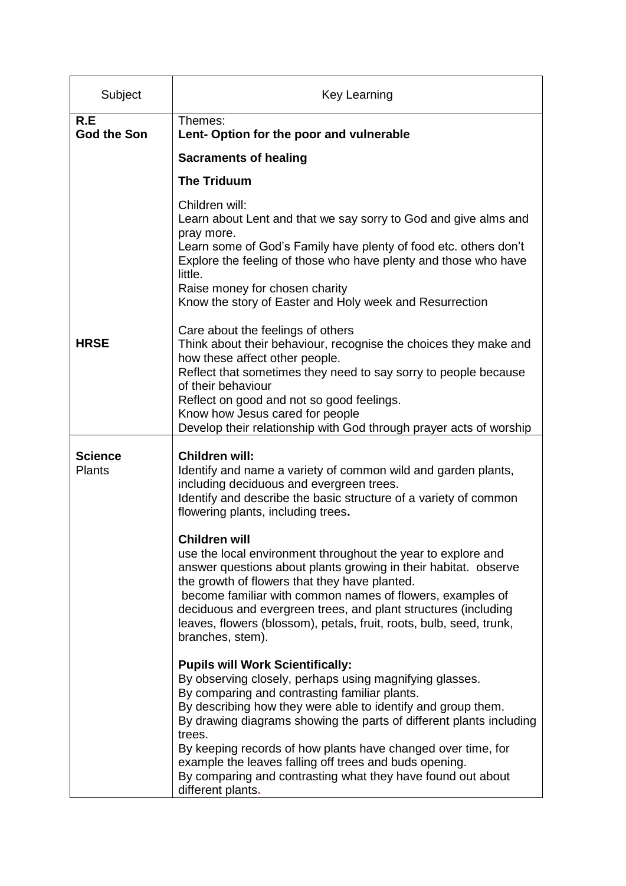| Subject | Key Learning |
|---|---|
| **R.E**<br>**God the Son** | Themes:<br>**Lent- Option for the poor and vulnerable**<br><br>**Sacraments of healing**<br><br>**The Triduum**<br><br>Children will:<br>Learn about Lent and that we say sorry to God and give alms and pray more.<br>Learn some of God's Family have plenty of food etc. others don't<br>Explore the feeling of those who have plenty and those who have little.<br>Raise money for chosen charity<br>Know the story of Easter and Holy week and Resurrection |
| **HRSE** | Care about the feelings of others<br>Think about their behaviour, recognise the choices they make and how these affect other people.<br>Reflect that sometimes they need to say sorry to people because of their behaviour<br>Reflect on good and not so good feelings.<br>Know how Jesus cared for people<br>Develop their relationship with God through prayer acts of worship |
| **Science**<br>Plants | **Children will:**<br>Identify and name a variety of common wild and garden plants, including deciduous and evergreen trees.<br>Identify and describe the basic structure of a variety of common flowering plants, including trees**.**<br><br>**Children will**<br>use the local environment throughout the year to explore and answer questions about plants growing in their habitat. observe the growth of flowers that they have planted.<br>become familiar with common names of flowers, examples of deciduous and evergreen trees, and plant structures (including leaves, flowers (blossom), petals, fruit, roots, bulb, seed, trunk, branches, stem).<br><br>**Pupils will Work Scientifically:**<br>By observing closely, perhaps using magnifying glasses.<br>By comparing and contrasting familiar plants.<br>By describing how they were able to identify and group them.<br>By drawing diagrams showing the parts of different plants including trees.<br>By keeping records of how plants have changed over time, for example the leaves falling off trees and buds opening.<br>By comparing and contrasting what they have found out about different plants. |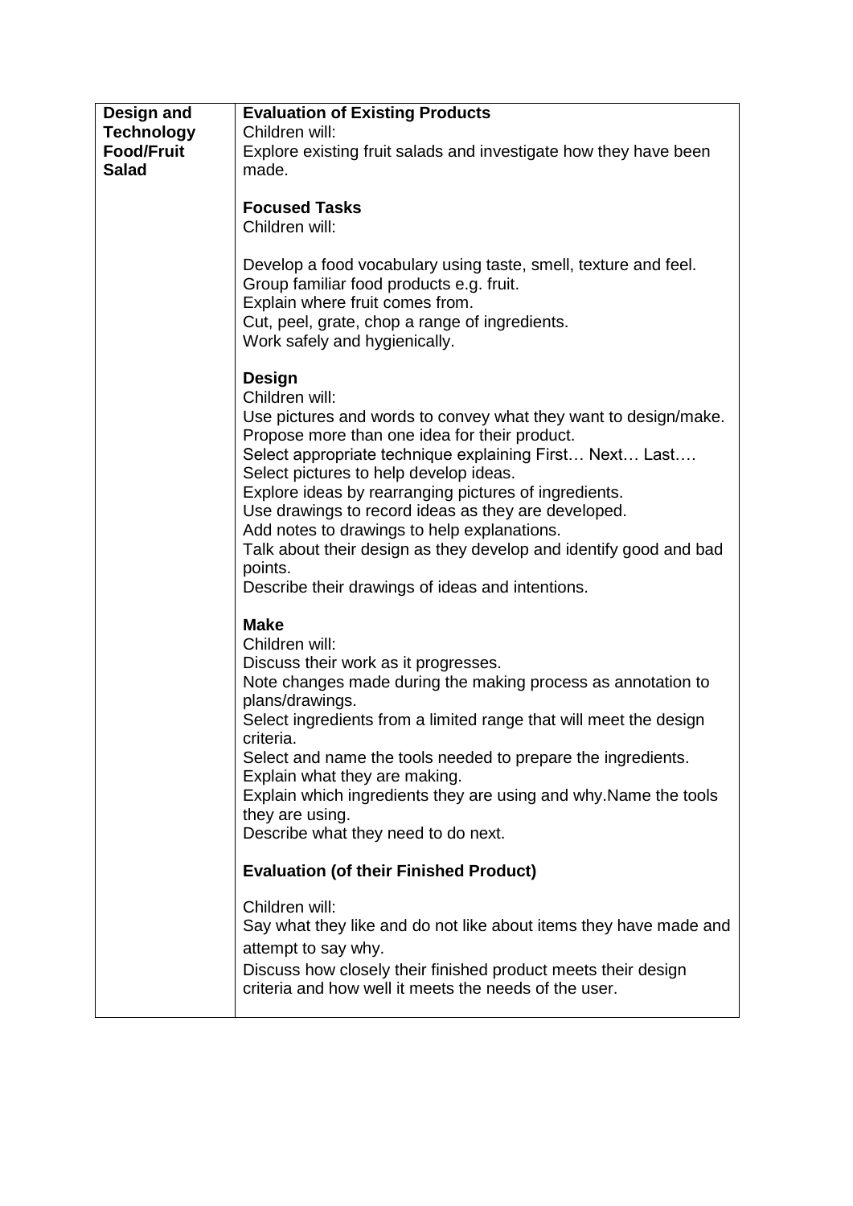| **Design and Technology Food/Fruit Salad** | **Evaluation of Existing Products**<br>Children will:<br>Explore existing fruit salads and investigate how they have been made.<br><br>**Focused Tasks**<br>Children will:<br><br>Develop a food vocabulary using taste, smell, texture and feel.<br>Group familiar food products e.g. fruit.<br>Explain where fruit comes from.<br>Cut, peel, grate, chop a range of ingredients.<br>Work safely and hygienically.<br><br>**Design**<br>Children will:<br>Use pictures and words to convey what they want to design/make.<br>Propose more than one idea for their product.<br>Select appropriate technique explaining First… Next… Last….<br>Select pictures to help develop ideas.<br>Explore ideas by rearranging pictures of ingredients.<br>Use drawings to record ideas as they are developed.<br>Add notes to drawings to help explanations.<br>Talk about their design as they develop and identify good and bad points.<br>Describe their drawings of ideas and intentions.<br><br>**Make**<br>Children will:<br>Discuss their work as it progresses.<br>Note changes made during the making process as annotation to plans/drawings.<br>Select ingredients from a limited range that will meet the design criteria.<br>Select and name the tools needed to prepare the ingredients.<br>Explain what they are making.<br>Explain which ingredients they are using and why.Name the tools they are using.<br>Describe what they need to do next.<br><br>**Evaluation (of their Finished Product)**<br><br>Children will:<br>Say what they like and do not like about items they have made and attempt to say why.<br>Discuss how closely their finished product meets their design criteria and how well it meets the needs of the user. |
|---|---|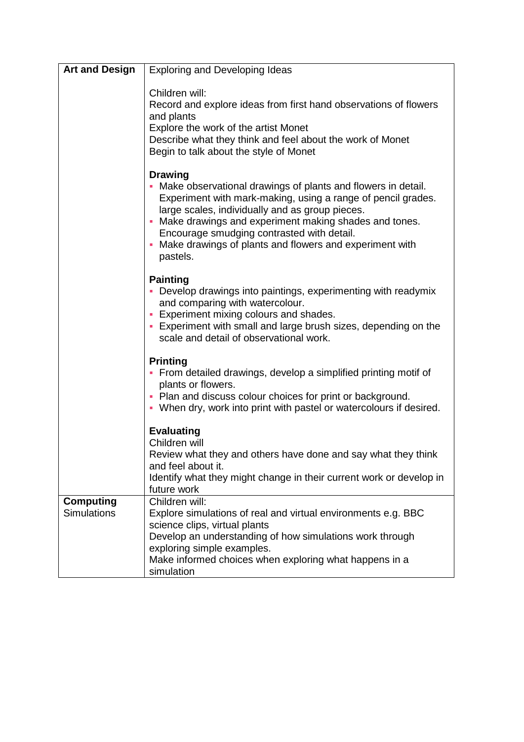| | |
|---|---|
| **Art and Design** | Exploring and Developing Ideas<br><br>Children will:<br>Record and explore ideas from first hand observations of flowers and plants<br>Explore the work of the artist Monet<br>Describe what they think and feel about the work of Monet<br>Begin to talk about the style of Monet<br><br>**Drawing**<br>▪ Make observational drawings of plants and flowers in detail. Experiment with mark-making, using a range of pencil grades. large scales, individually and as group pieces.<br>▪ Make drawings and experiment making shades and tones. Encourage smudging contrasted with detail.<br>▪ Make drawings of plants and flowers and experiment with pastels.<br><br>**Painting**<br>▪ Develop drawings into paintings, experimenting with readymix and comparing with watercolour.<br>▪ Experiment mixing colours and shades.<br>▪ Experiment with small and large brush sizes, depending on the scale and detail of observational work.<br><br>**Printing**<br>▪ From detailed drawings, develop a simplified printing motif of plants or flowers.<br>▪ Plan and discuss colour choices for print or background.<br>▪ When dry, work into print with pastel or watercolours if desired.<br><br>**Evaluating**<br>Children will<br>Review what they and others have done and say what they think and feel about it.<br>Identify what they might change in their current work or develop in future work |
| **Computing**<br>Simulations | Children will:<br>Explore simulations of real and virtual environments e.g. BBC science clips, virtual plants<br>Develop an understanding of how simulations work through exploring simple examples.<br>Make informed choices when exploring what happens in a simulation |